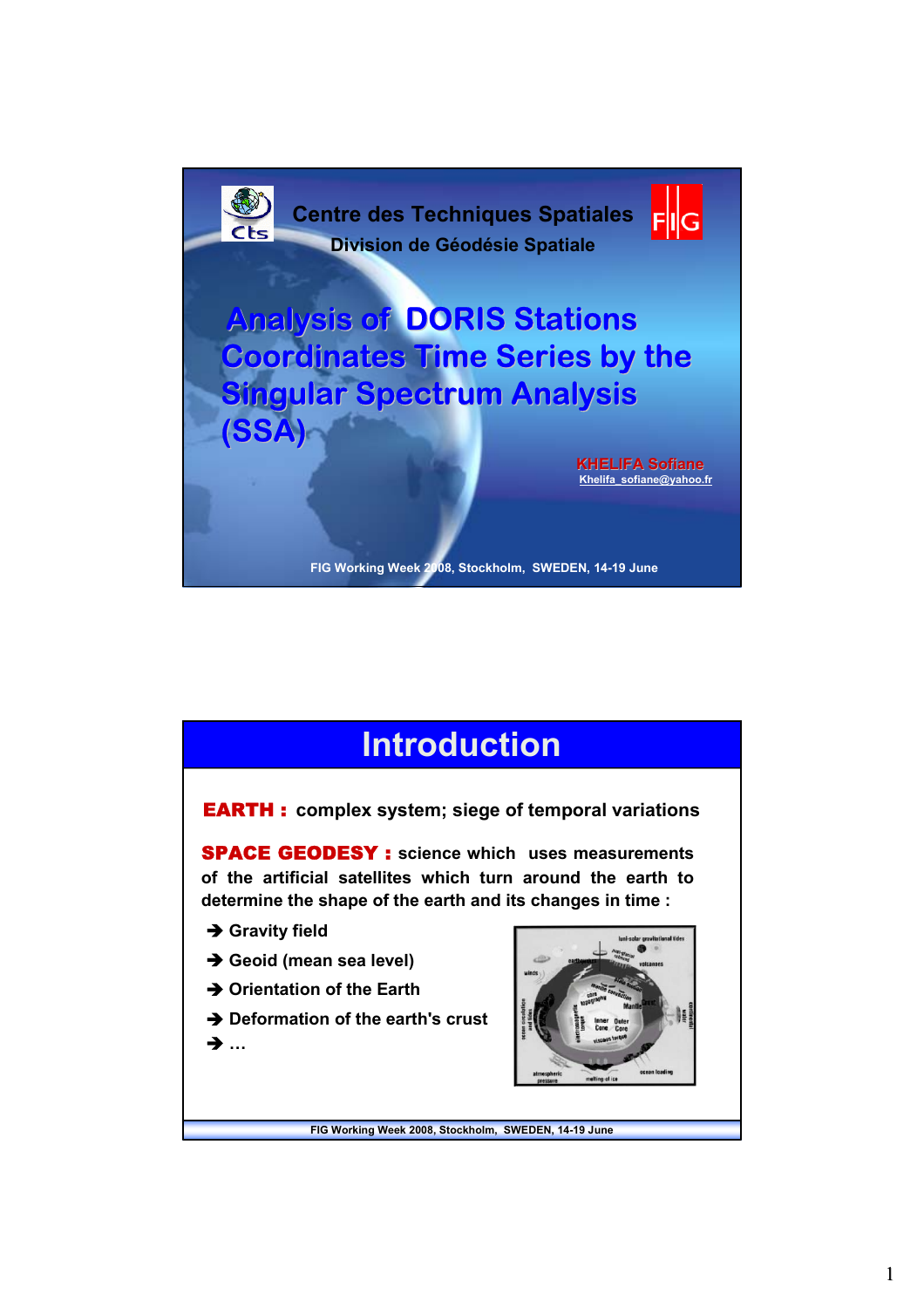Centre des Techniques Spatiales

Division de Géodésie Spatiale

# Analysis of DORIS Stations Coordinates Time Series by the Singular Spectrum Analysis (SSA)

KHELIFA Sofiane

Khelifa_sofiane@yahoo.fr

FIG Working Week 2008, Stockholm, SWEDEN, 14-19 June

## Introduction

**EARTH :** complex system; siege of temporal variations

**SPACE GEODESY :** science which uses measurements of the artificial satellites which turn around the earth to determine the shape of the earth and its changes in time :

- ➔ Gravity field
- ➔ Geoid (mean sea level)
- ➔ Orientation of the Earth
- ➔ Deformation of the earth's crust
- ➔ …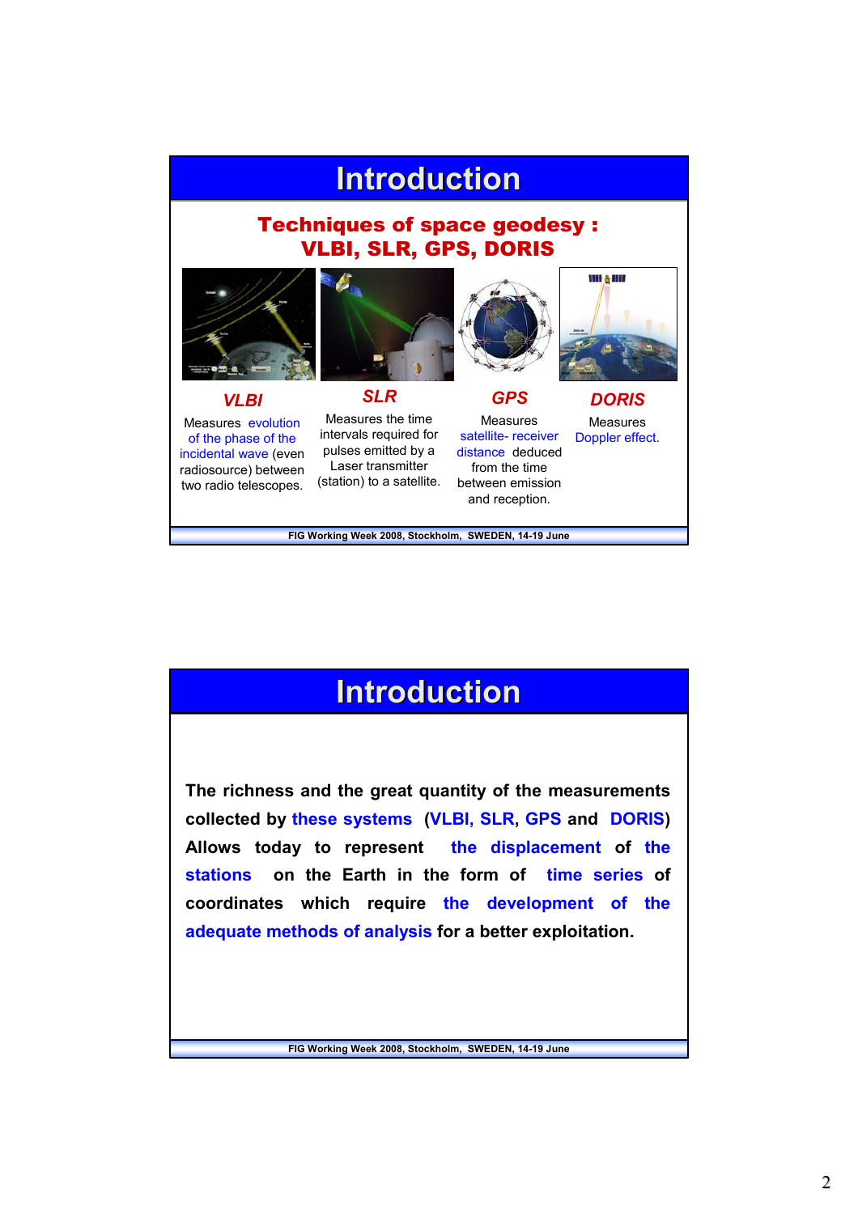# Introduction

## Techniques of space geodesy : VLBI, SLR, GPS, DORIS

### *VLBI*

Measures evolution of the phase of the incidental wave (even radiosource) between two radio telescopes.

### *SLR*

Measures the time intervals required for pulses emitted by a Laser transmitter (station) to a satellite.

### *GPS*

Measures satellite- receiver distance deduced from the time between emission and reception.

### *DORIS*

Measures Doppler effect.

FIG Working Week 2008, Stockholm, SWEDEN, 14-19 June

# Introduction

**The richness and the great quantity of the measurements collected by these systems (VLBI, SLR, GPS and DORIS) Allows today to represent the displacement of the stations on the Earth in the form of time series of coordinates which require the development of the adequate methods of analysis for a better exploitation.**

FIG Working Week 2008, Stockholm, SWEDEN, 14-19 June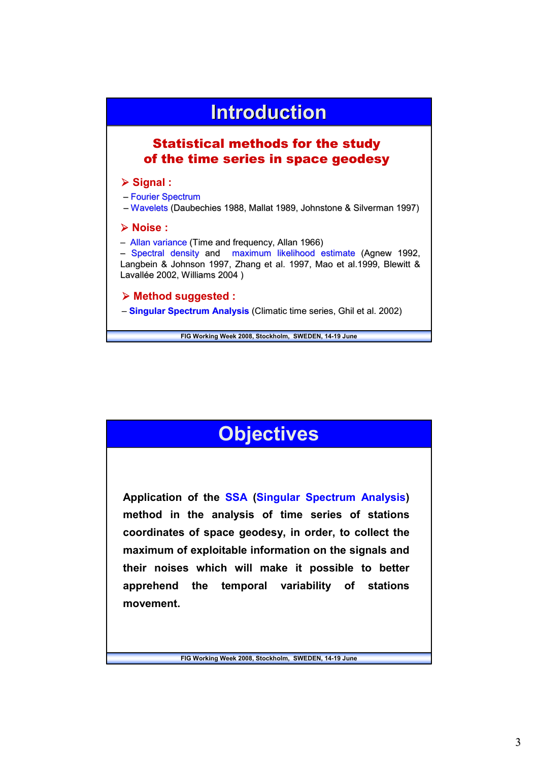# Introduction

## Statistical methods for the study of the time series in space geodesy

### ➢ Signal :

- Fourier Spectrum
- Wavelets (Daubechies 1988, Mallat 1989, Johnstone & Silverman 1997)

### ➢ Noise :

- Allan variance (Time and frequency, Allan 1966)
- Spectral density and maximum likelihood estimate (Agnew 1992, Langbein & Johnson 1997, Zhang et al. 1997, Mao et al.1999, Blewitt & Lavallée 2002, Williams 2004 )

### ➢ Method suggested :

- **Singular Spectrum Analysis** (Climatic time series, Ghil et al. 2002)

# Objectives

**Application of the SSA (Singular Spectrum Analysis) method in the analysis of time series of stations coordinates of space geodesy, in order, to collect the maximum of exploitable information on the signals and their noises which will make it possible to better apprehend the temporal variability of stations movement.**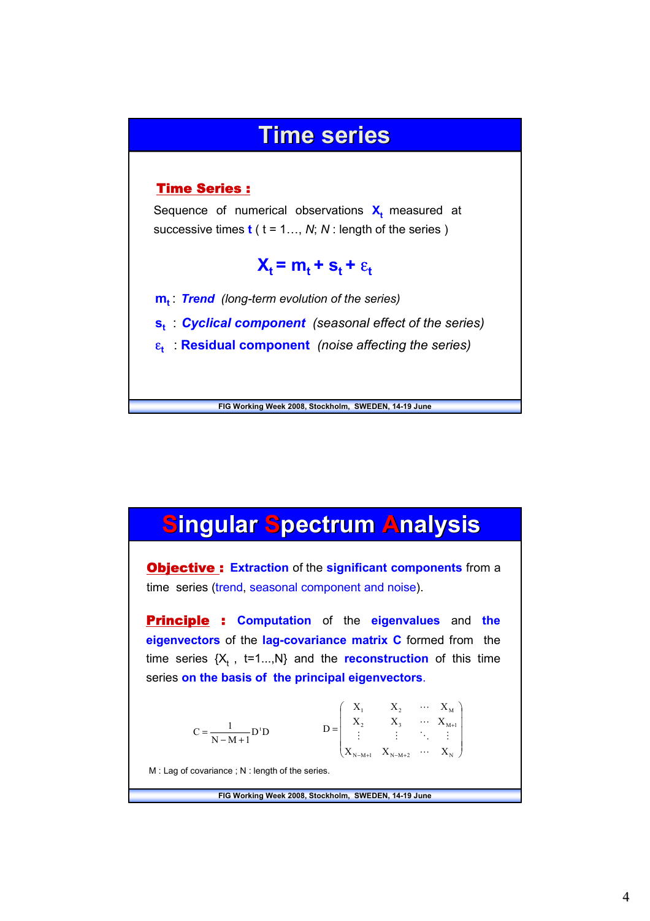# Time series

**Time Series :**

Sequence of numerical observations $X_t$ measured at successive times **t** ( t = 1…, *N*; *N* : length of the series )

$$X_t = m_t + s_t + \varepsilon_t$$

$m_t$ : ***Trend*** *(long-term evolution of the series)*

$s_t$ : ***Cyclical component*** *(seasonal effect of the series)*

$\varepsilon_t$ : **Residual component** *(noise affecting the series)*

# Singular Spectrum Analysis

**Objective :** **Extraction** of the **significant components** from a time series (trend, seasonal component and noise).

**Principle :** **Computation** of the **eigenvalues** and **the eigenvectors** of the **lag-covariance matrix C** formed from the time series $\{X_t\ ,\ t=1...,N\}$ and the **reconstruction** of this time series **on the basis of the principal eigenvectors**.

$$C = \frac{1}{N-M+1} D^t D \qquad D = \begin{pmatrix} X_1 & X_2 & \cdots & X_M \\ X_2 & X_3 & \cdots & X_{M+1} \\ \vdots & \vdots & \ddots & \vdots \\ X_{N-M+1} & X_{N-M+2} & \cdots & X_N \end{pmatrix}$$

M : Lag of covariance ; N : length of the series.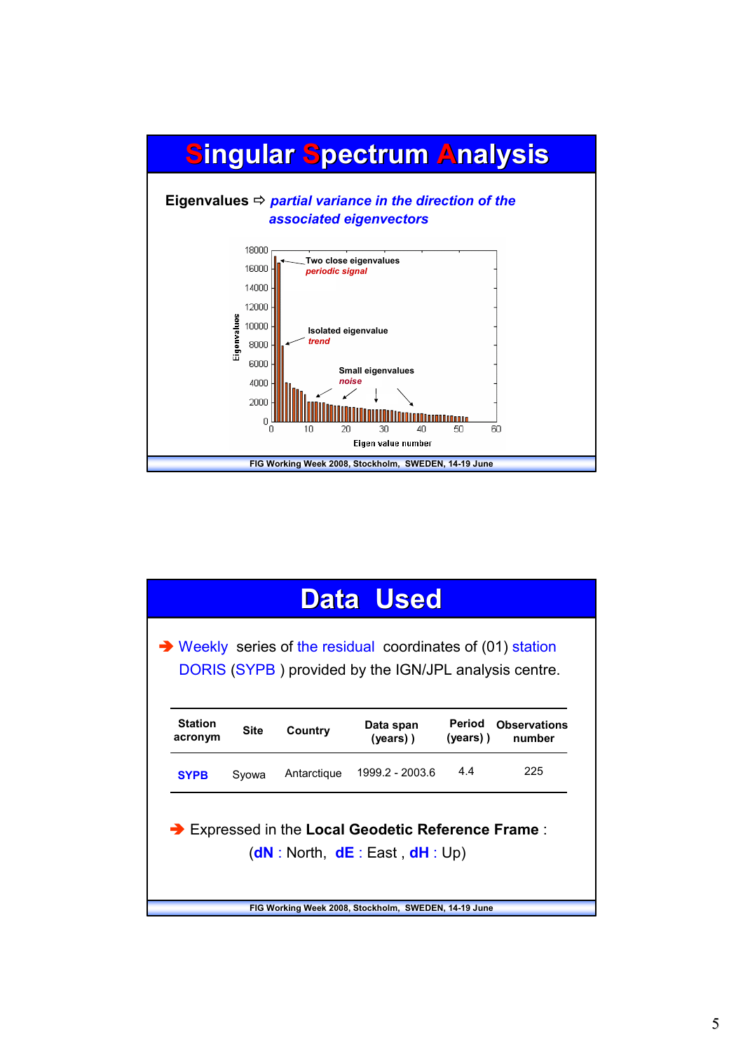# Singular Spectrum Analysis

**Eigenvalues** ⇨ *partial variance in the direction of the associated eigenvectors*

# Data Used

➔ Weekly series of the residual coordinates of (01) station DORIS (SYPB) provided by the IGN/JPL analysis centre.

| Station acronym | Site | Country | Data span (years) ) | Period (years) ) | Observations number |
|---|---|---|---|---|---|
| **SYPB** | Syowa | Antarctique | 1999.2 - 2003.6 | 4.4 | 225 |

➔ Expressed in the **Local Geodetic Reference Frame** :

(**dN** : North, **dE** : East , **dH** : Up)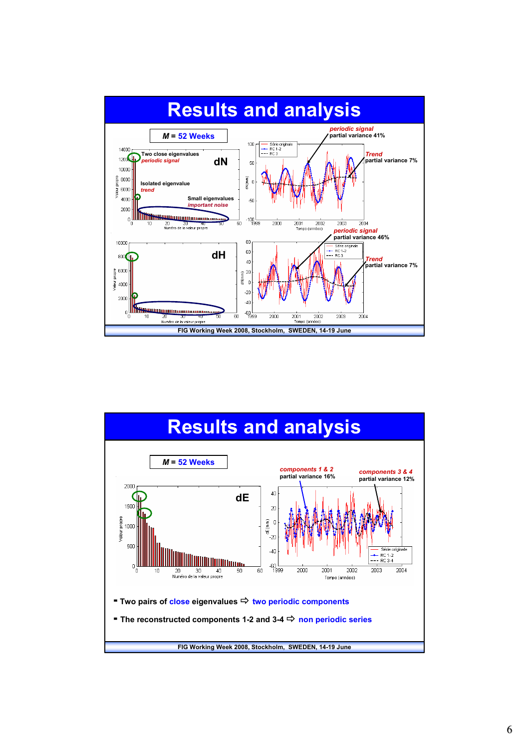# Results and analysis

**M = 52 Weeks**

**dN**

Two close eigenvalues
*periodic signal*

Isolated eigenvalue
*trend*

Small eigenvalues
*important noise*

*periodic signal*
partial variance 41%

*Trend*
partial variance 7%

**dH**

*periodic signal*
partial variance 46%

*Trend*
partial variance 7%

# Results and analysis

**M = 52 Weeks**

**dE**

*components 1 & 2*
partial variance 16%

*components 3 & 4*
partial variance 12%

- Two pairs of close eigenvalues ⇨ two periodic components
- The reconstructed components 1-2 and 3-4 ⇨ non periodic series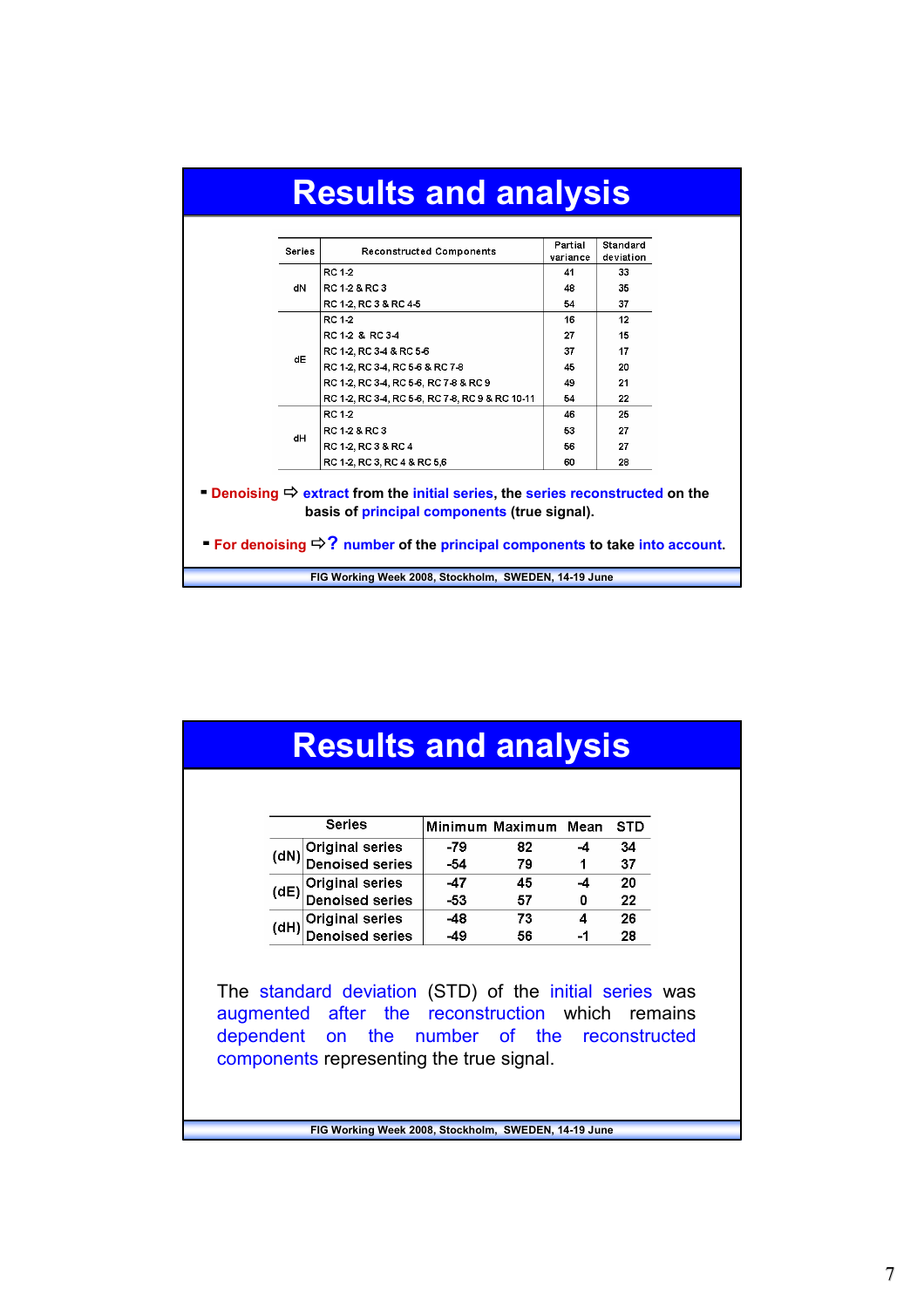# Results and analysis

| Series | Reconstructed Components | Partial variance | Standard deviation |
|---|---|---|---|
| dN | RC 1-2 | 41 | 33 |
| | RC 1-2 & RC 3 | 48 | 35 |
| | RC 1-2, RC 3 & RC 4-5 | 54 | 37 |
| dE | RC 1-2 | 16 | 12 |
| | RC 1-2 & RC 3-4 | 27 | 15 |
| | RC 1-2, RC 3-4 & RC 5-6 | 37 | 17 |
| | RC 1-2, RC 3-4, RC 5-6 & RC 7-8 | 45 | 20 |
| | RC 1-2, RC 3-4, RC 5-6, RC 7-8 & RC 9 | 49 | 21 |
| | RC 1-2, RC 3-4, RC 5-6, RC 7-8, RC 9 & RC 10-11 | 54 | 22 |
| dH | RC 1-2 | 46 | 25 |
| | RC 1-2 & RC 3 | 53 | 27 |
| | RC 1-2, RC 3 & RC 4 | 56 | 27 |
| | RC 1-2, RC 3, RC 4 & RC 5,6 | 60 | 28 |

- **Denoising ⇨ extract from the initial series, the series reconstructed on the basis of principal components (true signal).**
- **For denoising ⇨ ? number of the principal components to take into account.**

FIG Working Week 2008, Stockholm, SWEDEN, 14-19 June

# Results and analysis

| Series | | Minimum | Maximum | Mean | STD |
|---|---|---|---|---|---|
| (dN) | Original series | -79 | 82 | -4 | 34 |
| | Denoised series | -54 | 79 | 1 | 37 |
| (dE) | Original series | -47 | 45 | -4 | 20 |
| | Denoised series | -53 | 57 | 0 | 22 |
| (dH) | Original series | -48 | 73 | 4 | 26 |
| | Denoised series | -49 | 56 | -1 | 28 |

The standard deviation (STD) of the initial series was augmented after the reconstruction which remains dependent on the number of the reconstructed components representing the true signal.

FIG Working Week 2008, Stockholm, SWEDEN, 14-19 June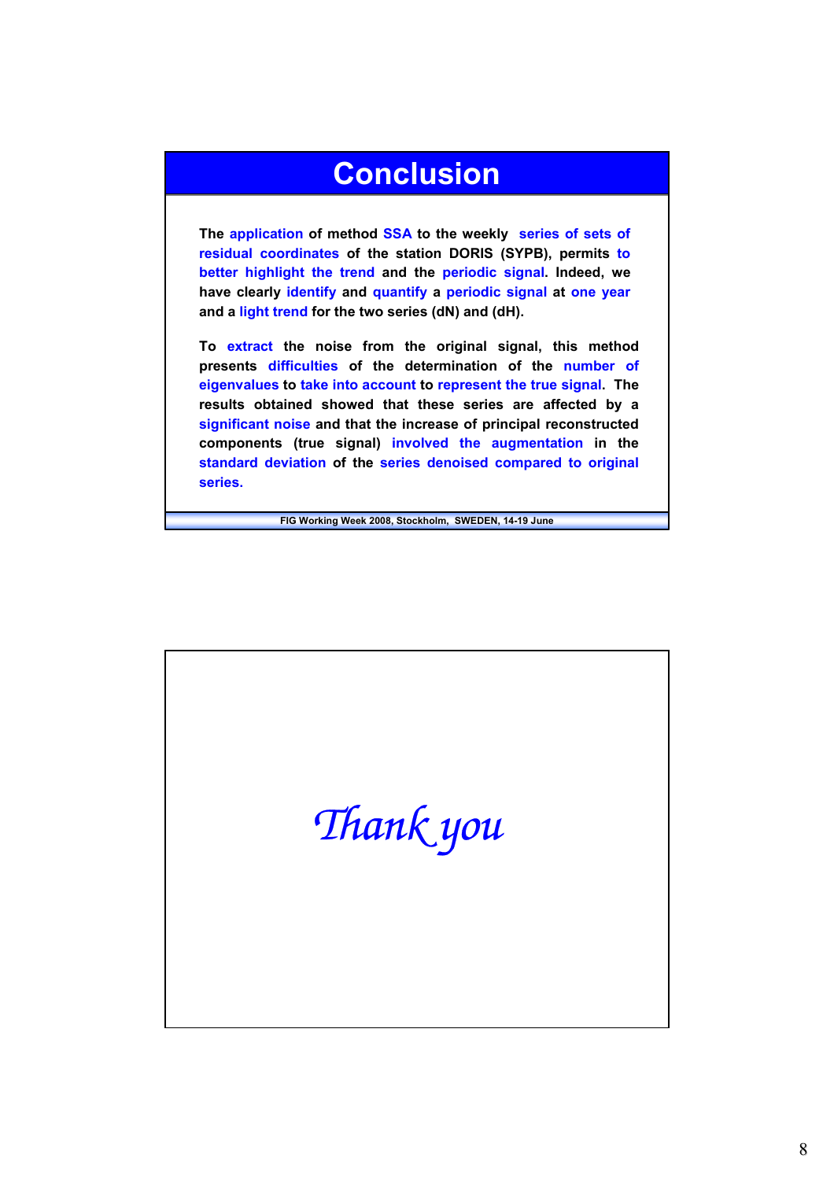# Conclusion

The application of method SSA to the weekly series of sets of residual coordinates of the station DORIS (SYPB), permits to better highlight the trend and the periodic signal. Indeed, we have clearly identify and quantify a periodic signal at one year and a light trend for the two series (dN) and (dH).

To extract the noise from the original signal, this method presents difficulties of the determination of the number of eigenvalues to take into account to represent the true signal. The results obtained showed that these series are affected by a significant noise and that the increase of principal reconstructed components (true signal) involved the augmentation in the standard deviation of the series denoised compared to original series.

FIG Working Week 2008, Stockholm, SWEDEN, 14-19 June

*Thank you*